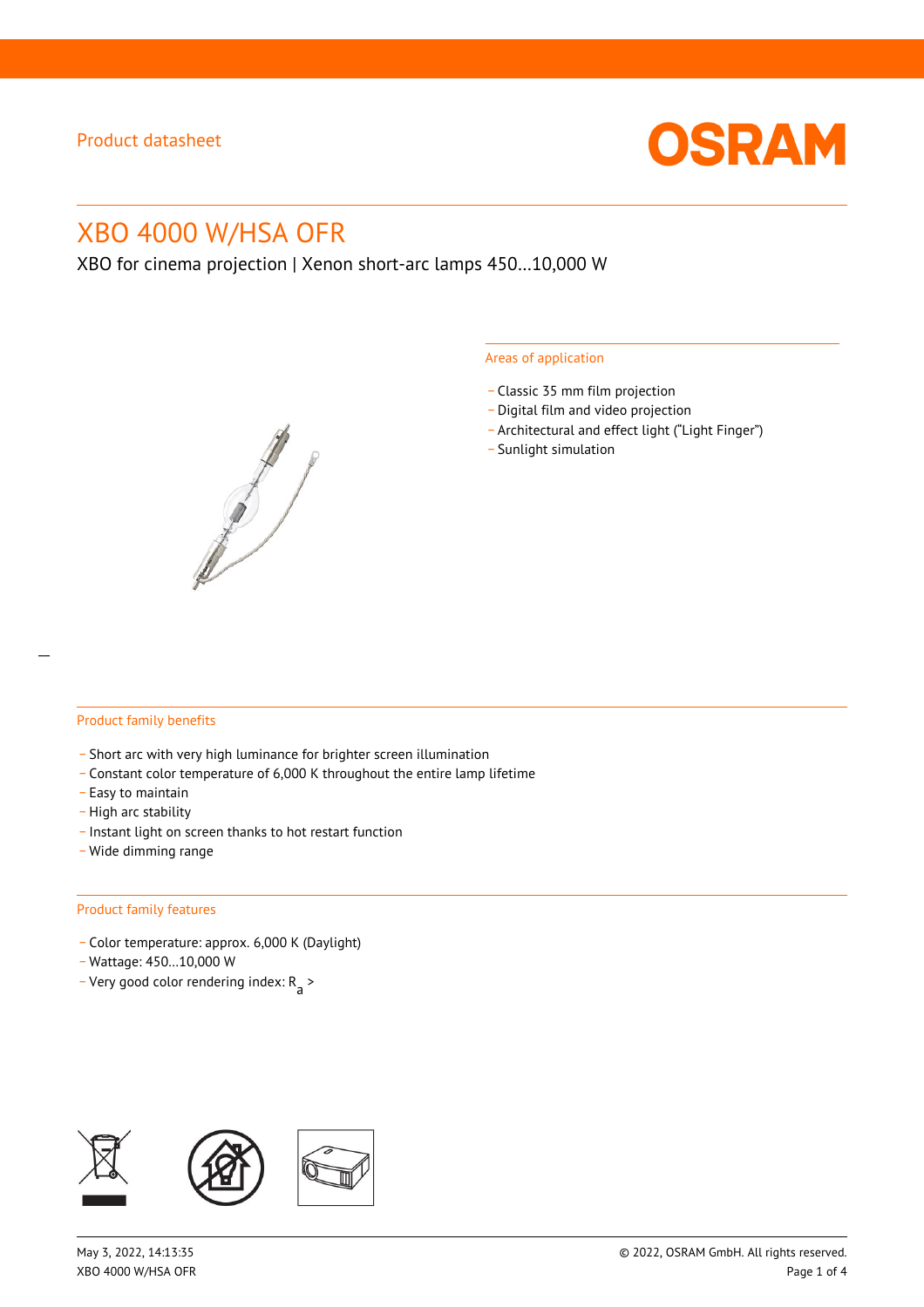Product datasheet

# XBO 4000 W/HSA OFR

XBO for cinema projection | Xenon short-arc lamps 450...10,000 W

## Areas of application

- Classic 35 mm film projection
- Digital film and video projection
- Architectural and effect light (“Light Finger”)
- Sunlight simulation

## Product family benefits

- Short arc with very high luminance for brighter screen illumination
- Constant color temperature of 6,000 K throughout the entire lamp lifetime
- Easy to maintain
- High arc stability
- Instant light on screen thanks to hot restart function
- Wide dimming range

## Product family features

- Color temperature: approx. 6,000 K (Daylight)
- Wattage: 450...10,000 W
- Very good color rendering index: $R_a$ >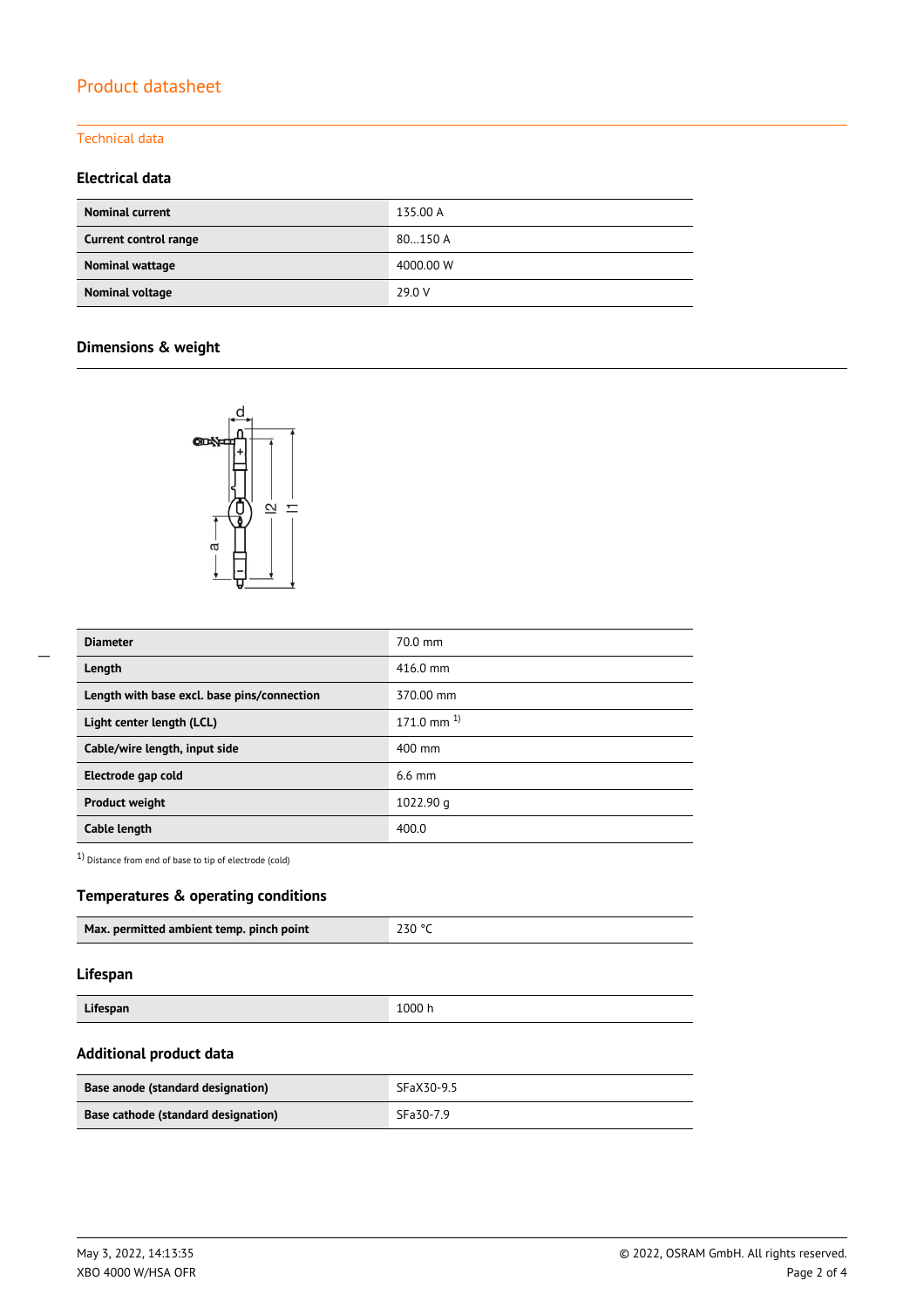# Product datasheet

## Technical data

### Electrical data

| | |
|---|---|
| **Nominal current** | 135.00 A |
| **Current control range** | 80…150 A |
| **Nominal wattage** | 4000.00 W |
| **Nominal voltage** | 29.0 V |

### Dimensions & weight

| | |
|---|---|
| **Diameter** | 70.0 mm |
| **Length** | 416.0 mm |
| **Length with base excl. base pins/connection** | 370.00 mm |
| **Light center length (LCL)** | 171.0 mm [1] |
| **Cable/wire length, input side** | 400 mm |
| **Electrode gap cold** | 6.6 mm |
| **Product weight** | 1022.90 g |
| **Cable length** | 400.0 |

[1] Distance from end of base to tip of electrode (cold)

### Temperatures & operating conditions

| | |
|---|---|
| **Max. permitted ambient temp. pinch point** | 230 °C |

### Lifespan

| | |
|---|---|
| **Lifespan** | 1000 h |

### Additional product data

| | |
|---|---|
| **Base anode (standard designation)** | SFaX30-9.5 |
| **Base cathode (standard designation)** | SFa30-7.9 |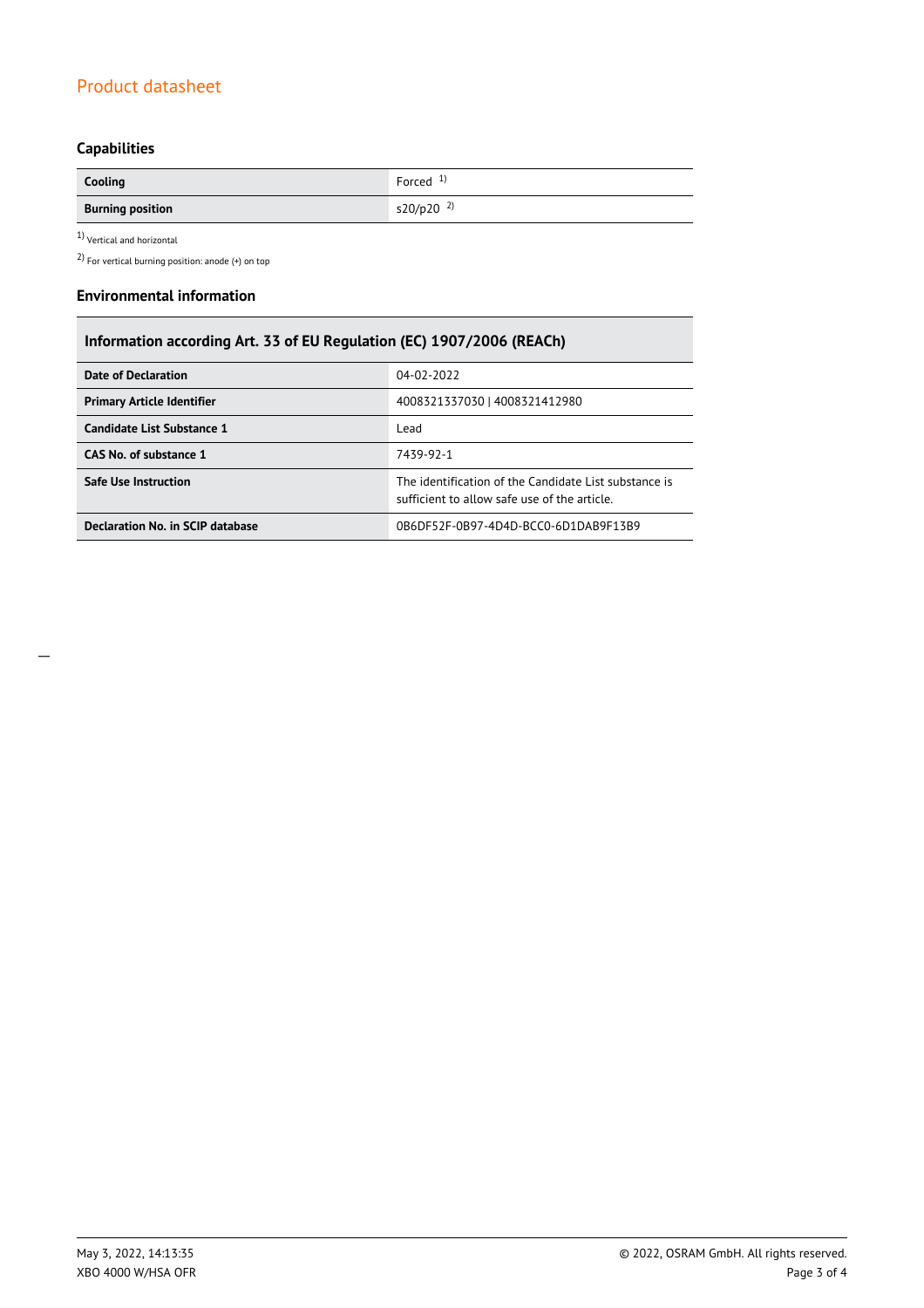## Capabilities

| Cooling | Forced [1] |
|---|---|
| **Burning position** | s20/p20 [2] |

[1] Vertical and horizontal

[2] For vertical burning position: anode (+) on top

## Environmental information

| Information according Art. 33 of EU Regulation (EC) 1907/2006 (REACh) | |
|---|---|
| **Date of Declaration** | 04-02-2022 |
| **Primary Article Identifier** | 4008321337030 \| 4008321412980 |
| **Candidate List Substance 1** | Lead |
| **CAS No. of substance 1** | 7439-92-1 |
| **Safe Use Instruction** | The identification of the Candidate List substance is sufficient to allow safe use of the article. |
| **Declaration No. in SCIP database** | 0B6DF52F-0B97-4D4D-BCC0-6D1DAB9F13B9 |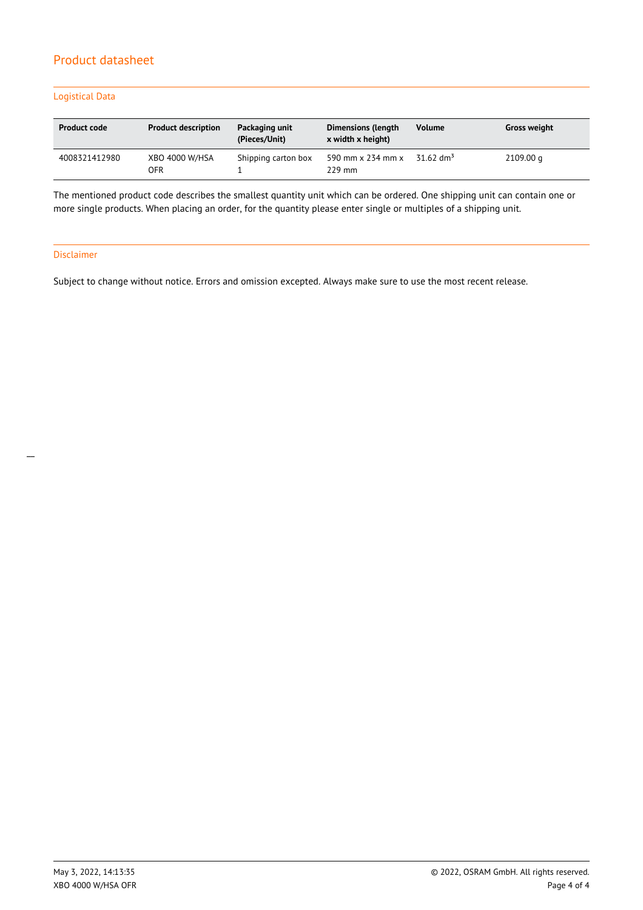# Product datasheet

## Logistical Data

| Product code | Product description | Packaging unit (Pieces/Unit) | Dimensions (length x width x height) | Volume | Gross weight |
| --- | --- | --- | --- | --- | --- |
| 4008321412980 | XBO 4000 W/HSA OFR | Shipping carton box 1 | 590 mm x 234 mm x 229 mm | 31.62 $dm^3$ | 2109.00 g |

The mentioned product code describes the smallest quantity unit which can be ordered. One shipping unit can contain one or more single products. When placing an order, for the quantity please enter single or multiples of a shipping unit.

## Disclaimer

Subject to change without notice. Errors and omission excepted. Always make sure to use the most recent release.